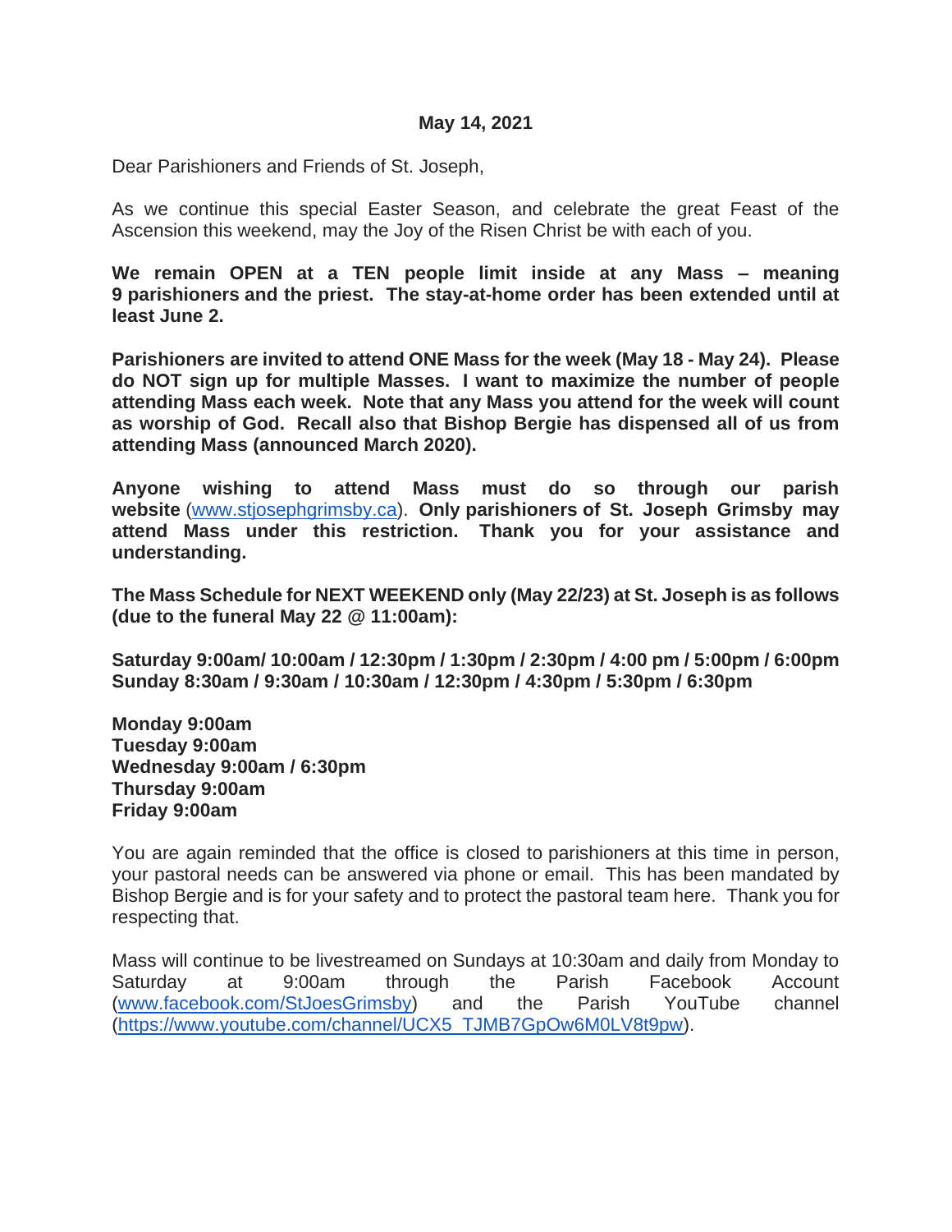**May 14, 2021**

Dear Parishioners and Friends of St. Joseph,

As we continue this special Easter Season, and celebrate the great Feast of the Ascension this weekend, may the Joy of the Risen Christ be with each of you.

**We remain OPEN at a TEN people limit inside at any Mass – meaning 9 parishioners and the priest. The stay-at-home order has been extended until at least June 2.**

**Parishioners are invited to attend ONE Mass for the week (May 18 - May 24). Please do NOT sign up for multiple Masses. I want to maximize the number of people attending Mass each week. Note that any Mass you attend for the week will count as worship of God. Recall also that Bishop Bergie has dispensed all of us from attending Mass (announced March 2020).**

**Anyone wishing to attend Mass must do so through our parish website** (www.stjosephgrimsby.ca). **Only parishioners of St. Joseph Grimsby may attend Mass under this restriction. Thank you for your assistance and understanding.**

**The Mass Schedule for NEXT WEEKEND only (May 22/23) at St. Joseph is as follows (due to the funeral May 22 @ 11:00am):**

**Saturday 9:00am/ 10:00am / 12:30pm / 1:30pm / 2:30pm / 4:00 pm / 5:00pm / 6:00pm**
**Sunday 8:30am / 9:30am / 10:30am / 12:30pm / 4:30pm / 5:30pm / 6:30pm**

**Monday 9:00am**
**Tuesday 9:00am**
**Wednesday 9:00am / 6:30pm**
**Thursday 9:00am**
**Friday 9:00am**

You are again reminded that the office is closed to parishioners at this time in person, your pastoral needs can be answered via phone or email. This has been mandated by Bishop Bergie and is for your safety and to protect the pastoral team here. Thank you for respecting that.

Mass will continue to be livestreamed on Sundays at 10:30am and daily from Monday to Saturday at 9:00am through the Parish Facebook Account (www.facebook.com/StJoesGrimsby) and the Parish YouTube channel (https://www.youtube.com/channel/UCX5_TJMB7GpOw6M0LV8t9pw).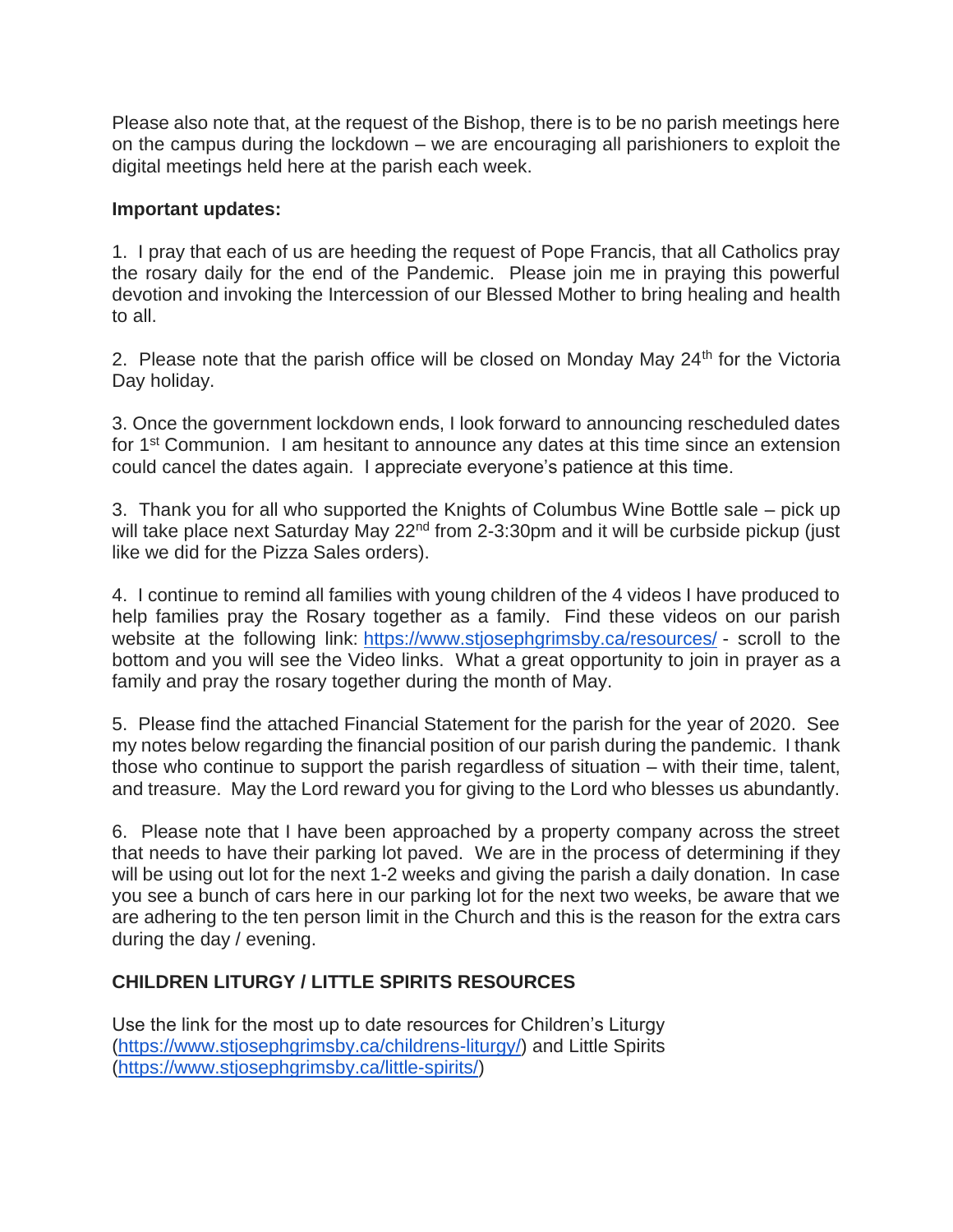Please also note that, at the request of the Bishop, there is to be no parish meetings here on the campus during the lockdown – we are encouraging all parishioners to exploit the digital meetings held here at the parish each week.

**Important updates:**

1. I pray that each of us are heeding the request of Pope Francis, that all Catholics pray the rosary daily for the end of the Pandemic. Please join me in praying this powerful devotion and invoking the Intercession of our Blessed Mother to bring healing and health to all.

2. Please note that the parish office will be closed on Monday May 24th for the Victoria Day holiday.

3. Once the government lockdown ends, I look forward to announcing rescheduled dates for 1st Communion. I am hesitant to announce any dates at this time since an extension could cancel the dates again. I appreciate everyone's patience at this time.

3. Thank you for all who supported the Knights of Columbus Wine Bottle sale – pick up will take place next Saturday May 22nd from 2-3:30pm and it will be curbside pickup (just like we did for the Pizza Sales orders).

4. I continue to remind all families with young children of the 4 videos I have produced to help families pray the Rosary together as a family. Find these videos on our parish website at the following link: https://www.stjosephgrimsby.ca/resources/ - scroll to the bottom and you will see the Video links. What a great opportunity to join in prayer as a family and pray the rosary together during the month of May.

5. Please find the attached Financial Statement for the parish for the year of 2020. See my notes below regarding the financial position of our parish during the pandemic. I thank those who continue to support the parish regardless of situation – with their time, talent, and treasure. May the Lord reward you for giving to the Lord who blesses us abundantly.

6. Please note that I have been approached by a property company across the street that needs to have their parking lot paved. We are in the process of determining if they will be using out lot for the next 1-2 weeks and giving the parish a daily donation. In case you see a bunch of cars here in our parking lot for the next two weeks, be aware that we are adhering to the ten person limit in the Church and this is the reason for the extra cars during the day / evening.

**CHILDREN LITURGY / LITTLE SPIRITS RESOURCES**

Use the link for the most up to date resources for Children's Liturgy (https://www.stjosephgrimsby.ca/childrens-liturgy/) and Little Spirits (https://www.stjosephgrimsby.ca/little-spirits/)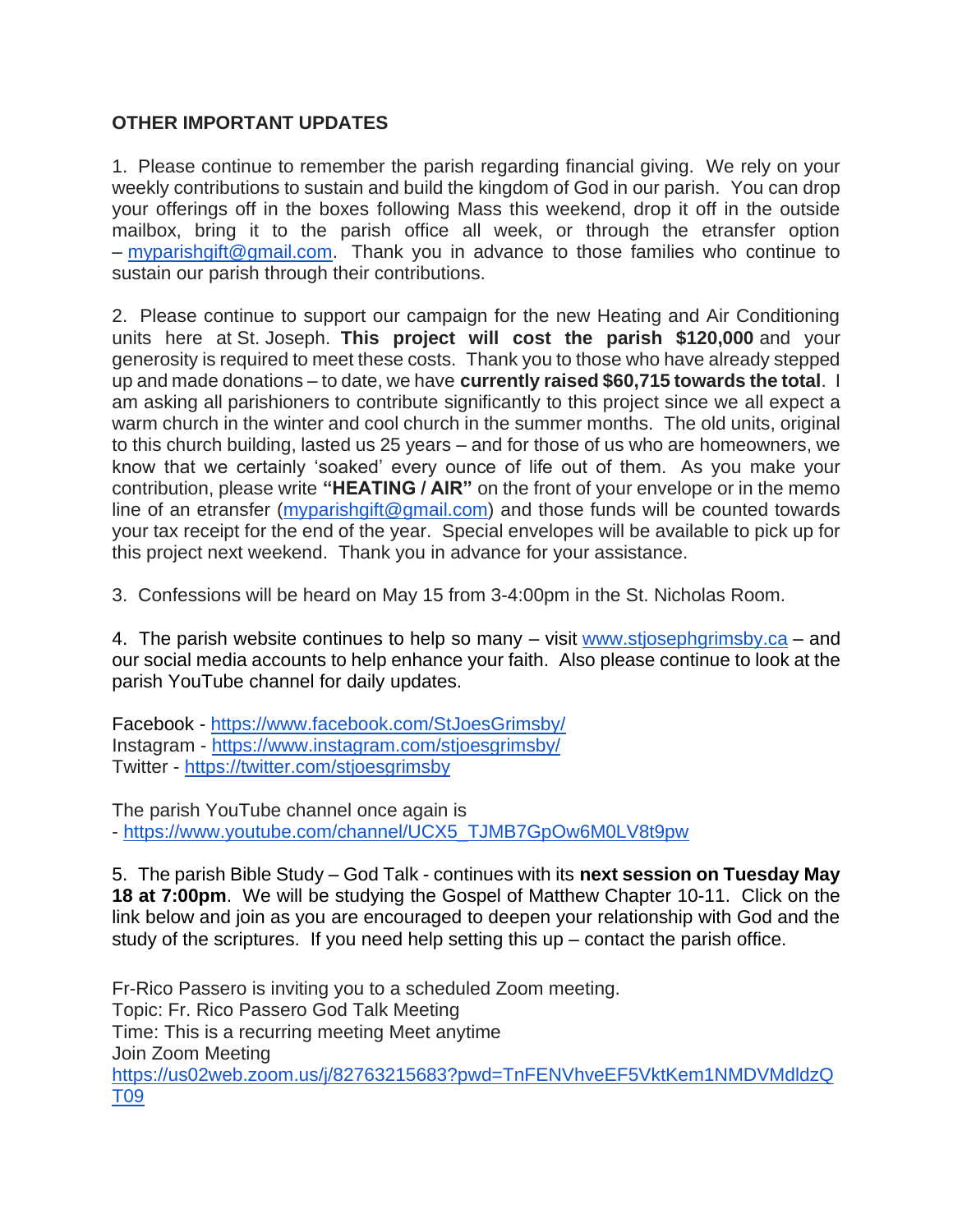**OTHER IMPORTANT UPDATES**

1. Please continue to remember the parish regarding financial giving. We rely on your weekly contributions to sustain and build the kingdom of God in our parish. You can drop your offerings off in the boxes following Mass this weekend, drop it off in the outside mailbox, bring it to the parish office all week, or through the etransfer option – myparishgift@gmail.com. Thank you in advance to those families who continue to sustain our parish through their contributions.

2. Please continue to support our campaign for the new Heating and Air Conditioning units here at St. Joseph. **This project will cost the parish $120,000** and your generosity is required to meet these costs. Thank you to those who have already stepped up and made donations – to date, we have **currently raised $60,715 towards the total**. I am asking all parishioners to contribute significantly to this project since we all expect a warm church in the winter and cool church in the summer months. The old units, original to this church building, lasted us 25 years – and for those of us who are homeowners, we know that we certainly 'soaked' every ounce of life out of them. As you make your contribution, please write **"HEATING / AIR"** on the front of your envelope or in the memo line of an etransfer (myparishgift@gmail.com) and those funds will be counted towards your tax receipt for the end of the year. Special envelopes will be available to pick up for this project next weekend. Thank you in advance for your assistance.

3. Confessions will be heard on May 15 from 3-4:00pm in the St. Nicholas Room.

4. The parish website continues to help so many – visit www.stjosephgrimsby.ca – and our social media accounts to help enhance your faith. Also please continue to look at the parish YouTube channel for daily updates.

Facebook - https://www.facebook.com/StJoesGrimsby/
Instagram - https://www.instagram.com/stjoesgrimsby/
Twitter - https://twitter.com/stjoesgrimsby

The parish YouTube channel once again is
- https://www.youtube.com/channel/UCX5_TJMB7GpOw6M0LV8t9pw

5. The parish Bible Study – God Talk - continues with its **next session on Tuesday May 18 at 7:00pm**. We will be studying the Gospel of Matthew Chapter 10-11. Click on the link below and join as you are encouraged to deepen your relationship with God and the study of the scriptures. If you need help setting this up – contact the parish office.

Fr-Rico Passero is inviting you to a scheduled Zoom meeting.
Topic: Fr. Rico Passero God Talk Meeting
Time: This is a recurring meeting Meet anytime
Join Zoom Meeting
https://us02web.zoom.us/j/82763215683?pwd=TnFENVhveEF5VktKem1NMDVMdldzQT09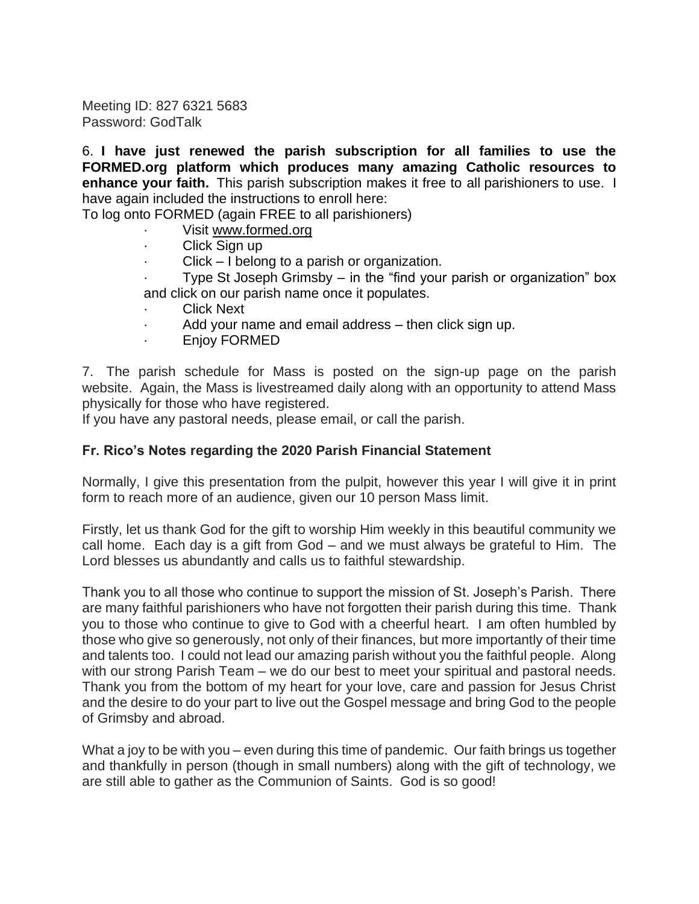Meeting ID: 827 6321 5683
Password: GodTalk

6. **I have just renewed the parish subscription for all families to use the FORMED.org platform which produces many amazing Catholic resources to enhance your faith.** This parish subscription makes it free to all parishioners to use. I have again included the instructions to enroll here:
To log onto FORMED (again FREE to all parishioners)

- Visit www.formed.org
- Click Sign up
- Click – I belong to a parish or organization.
- Type St Joseph Grimsby – in the "find your parish or organization" box and click on our parish name once it populates.
- Click Next
- Add your name and email address – then click sign up.
- Enjoy FORMED

7. The parish schedule for Mass is posted on the sign-up page on the parish website. Again, the Mass is livestreamed daily along with an opportunity to attend Mass physically for those who have registered.
If you have any pastoral needs, please email, or call the parish.

**Fr. Rico's Notes regarding the 2020 Parish Financial Statement**

Normally, I give this presentation from the pulpit, however this year I will give it in print form to reach more of an audience, given our 10 person Mass limit.

Firstly, let us thank God for the gift to worship Him weekly in this beautiful community we call home. Each day is a gift from God – and we must always be grateful to Him. The Lord blesses us abundantly and calls us to faithful stewardship.

Thank you to all those who continue to support the mission of St. Joseph's Parish. There are many faithful parishioners who have not forgotten their parish during this time. Thank you to those who continue to give to God with a cheerful heart. I am often humbled by those who give so generously, not only of their finances, but more importantly of their time and talents too. I could not lead our amazing parish without you the faithful people. Along with our strong Parish Team – we do our best to meet your spiritual and pastoral needs. Thank you from the bottom of my heart for your love, care and passion for Jesus Christ and the desire to do your part to live out the Gospel message and bring God to the people of Grimsby and abroad.

What a joy to be with you – even during this time of pandemic. Our faith brings us together and thankfully in person (though in small numbers) along with the gift of technology, we are still able to gather as the Communion of Saints. God is so good!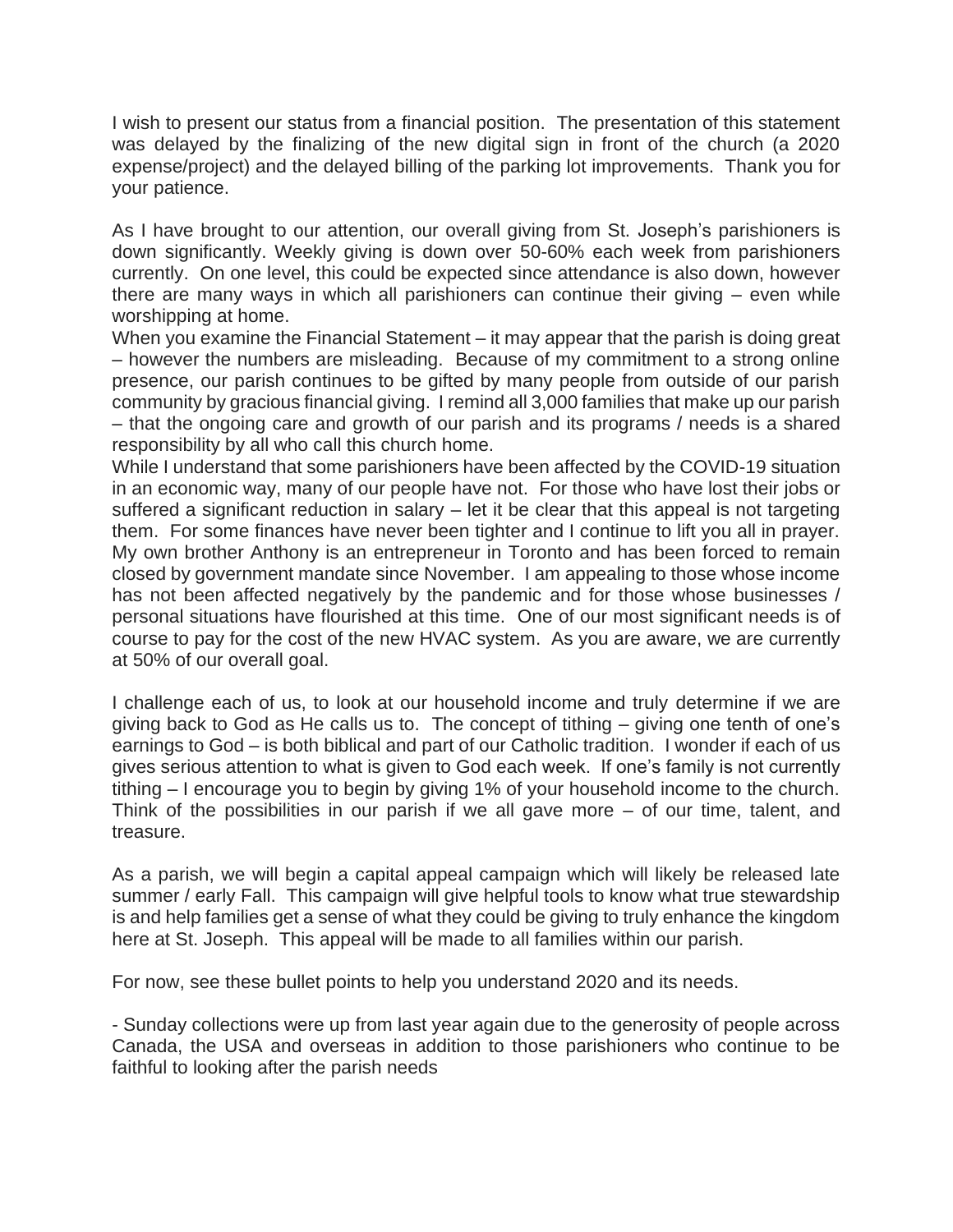I wish to present our status from a financial position. The presentation of this statement was delayed by the finalizing of the new digital sign in front of the church (a 2020 expense/project) and the delayed billing of the parking lot improvements. Thank you for your patience.

As I have brought to our attention, our overall giving from St. Joseph's parishioners is down significantly. Weekly giving is down over 50-60% each week from parishioners currently. On one level, this could be expected since attendance is also down, however there are many ways in which all parishioners can continue their giving – even while worshipping at home.

When you examine the Financial Statement – it may appear that the parish is doing great – however the numbers are misleading. Because of my commitment to a strong online presence, our parish continues to be gifted by many people from outside of our parish community by gracious financial giving. I remind all 3,000 families that make up our parish – that the ongoing care and growth of our parish and its programs / needs is a shared responsibility by all who call this church home.

While I understand that some parishioners have been affected by the COVID-19 situation in an economic way, many of our people have not. For those who have lost their jobs or suffered a significant reduction in salary – let it be clear that this appeal is not targeting them. For some finances have never been tighter and I continue to lift you all in prayer. My own brother Anthony is an entrepreneur in Toronto and has been forced to remain closed by government mandate since November. I am appealing to those whose income has not been affected negatively by the pandemic and for those whose businesses / personal situations have flourished at this time. One of our most significant needs is of course to pay for the cost of the new HVAC system. As you are aware, we are currently at 50% of our overall goal.

I challenge each of us, to look at our household income and truly determine if we are giving back to God as He calls us to. The concept of tithing – giving one tenth of one's earnings to God – is both biblical and part of our Catholic tradition. I wonder if each of us gives serious attention to what is given to God each week. If one's family is not currently tithing – I encourage you to begin by giving 1% of your household income to the church. Think of the possibilities in our parish if we all gave more – of our time, talent, and treasure.

As a parish, we will begin a capital appeal campaign which will likely be released late summer / early Fall. This campaign will give helpful tools to know what true stewardship is and help families get a sense of what they could be giving to truly enhance the kingdom here at St. Joseph. This appeal will be made to all families within our parish.

For now, see these bullet points to help you understand 2020 and its needs.

- Sunday collections were up from last year again due to the generosity of people across Canada, the USA and overseas in addition to those parishioners who continue to be faithful to looking after the parish needs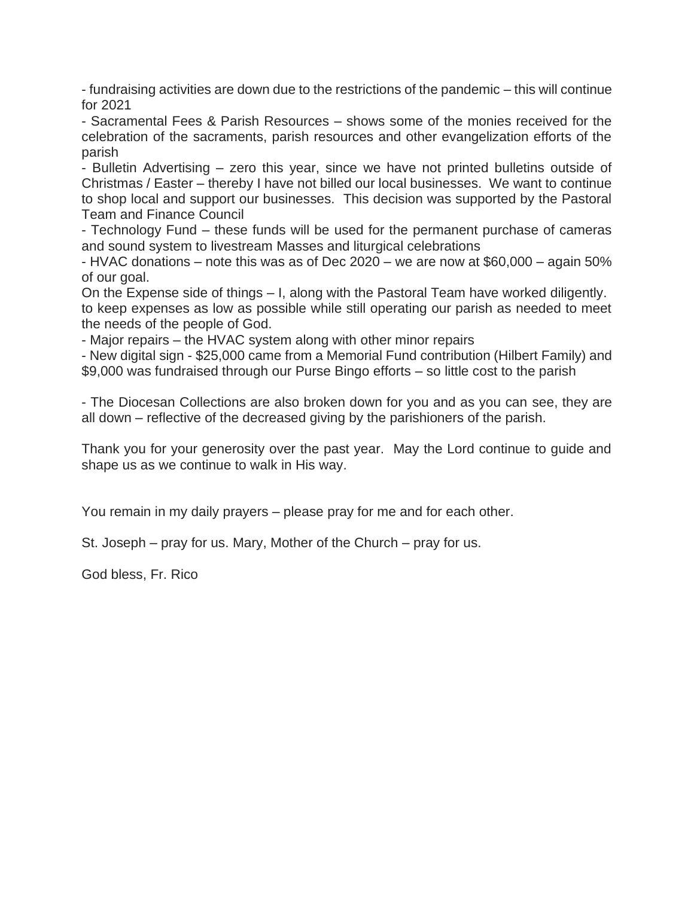- fundraising activities are down due to the restrictions of the pandemic – this will continue for 2021
- Sacramental Fees & Parish Resources – shows some of the monies received for the celebration of the sacraments, parish resources and other evangelization efforts of the parish
- Bulletin Advertising – zero this year, since we have not printed bulletins outside of Christmas / Easter – thereby I have not billed our local businesses. We want to continue to shop local and support our businesses. This decision was supported by the Pastoral Team and Finance Council
- Technology Fund – these funds will be used for the permanent purchase of cameras and sound system to livestream Masses and liturgical celebrations
- HVAC donations – note this was as of Dec 2020 – we are now at $60,000 – again 50% of our goal.

On the Expense side of things – I, along with the Pastoral Team have worked diligently. to keep expenses as low as possible while still operating our parish as needed to meet the needs of the people of God.

- Major repairs – the HVAC system along with other minor repairs
- New digital sign - $25,000 came from a Memorial Fund contribution (Hilbert Family) and $9,000 was fundraised through our Purse Bingo efforts – so little cost to the parish

- The Diocesan Collections are also broken down for you and as you can see, they are all down – reflective of the decreased giving by the parishioners of the parish.

Thank you for your generosity over the past year. May the Lord continue to guide and shape us as we continue to walk in His way.

You remain in my daily prayers – please pray for me and for each other.

St. Joseph – pray for us. Mary, Mother of the Church – pray for us.

God bless, Fr. Rico